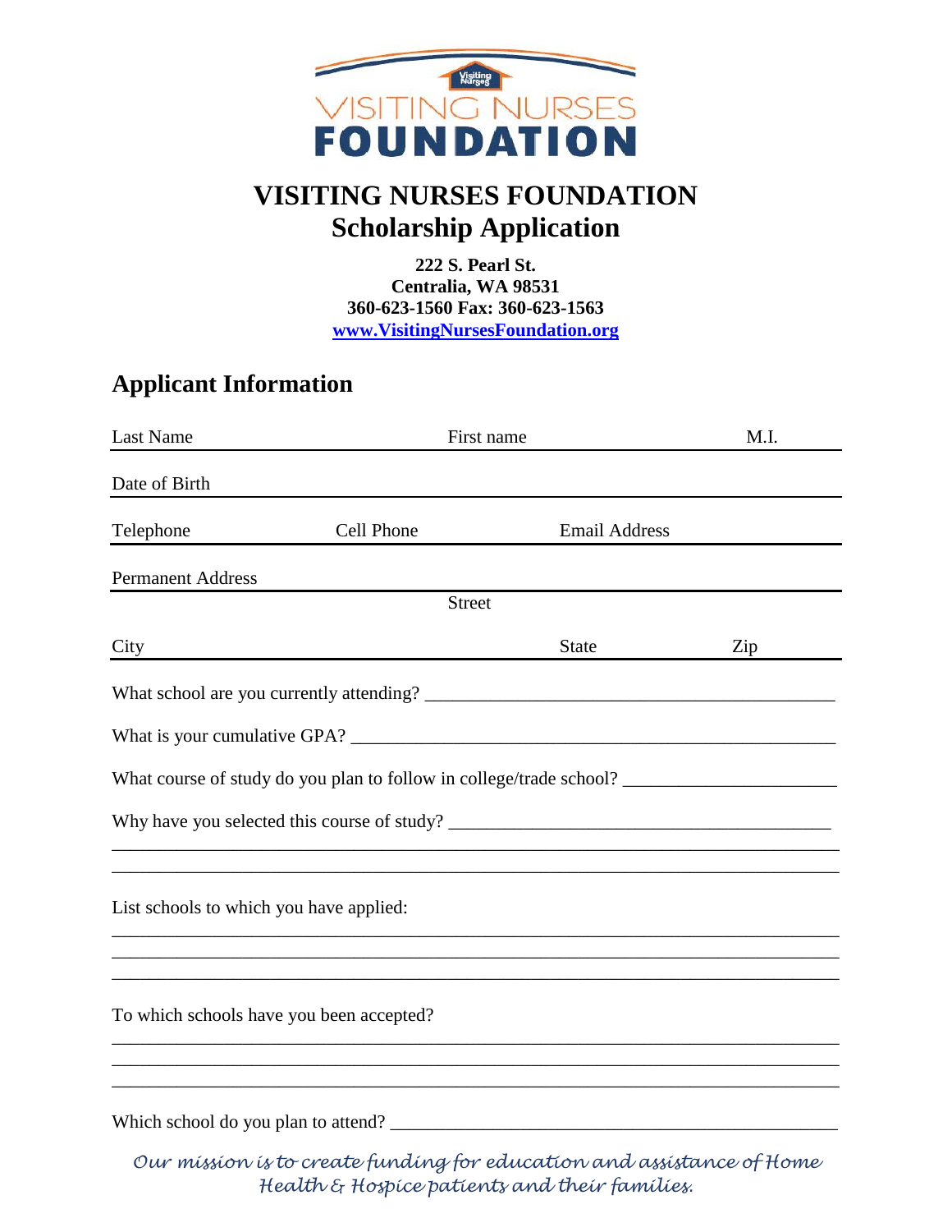# VISITING NURSES FOUNDATION
## Scholarship Application

**222 S. Pearl St.**
**Centralia, WA 98531**
**360-623-1560 Fax: 360-623-1563**
**www.VisitingNursesFoundation.org**

## Applicant Information

Last Name ______________________ First name ______________________ M.I. ______

Date of Birth ______________________________________________

Telephone ______________ Cell Phone ______________ Email Address ______________

Permanent Address ______________________________________________
Street

City ______________________ State ______________ Zip ______________

What school are you currently attending? ______________________________________________

What is your cumulative GPA? ______________________________________________

What course of study do you plan to follow in college/trade school? ______________________

Why have you selected this course of study? ______________________________________________

______________________________________________________________________________

______________________________________________________________________________

List schools to which you have applied:

______________________________________________________________________________

______________________________________________________________________________

______________________________________________________________________________

To which schools have you been accepted?

______________________________________________________________________________

______________________________________________________________________________

______________________________________________________________________________

Which school do you plan to attend? ______________________________________________

*Our mission is to create funding for education and assistance of Home Health & Hospice patients and their families.*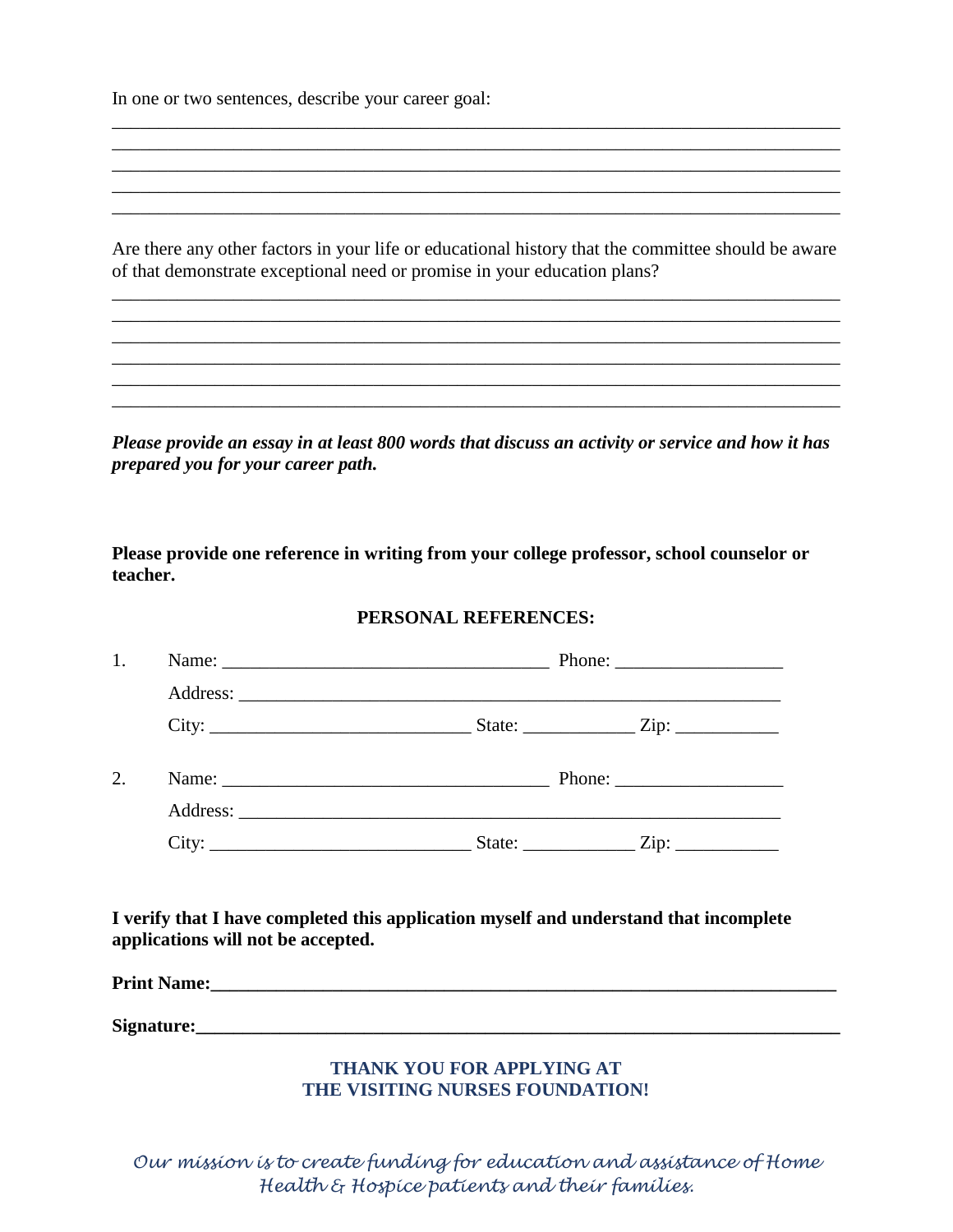In one or two sentences, describe your career goal:

_____________________________________________________________________________
_____________________________________________________________________________
_____________________________________________________________________________
_____________________________________________________________________________
_____________________________________________________________________________

Are there any other factors in your life or educational history that the committee should be aware of that demonstrate exceptional need or promise in your education plans?

_____________________________________________________________________________
_____________________________________________________________________________
_____________________________________________________________________________
_____________________________________________________________________________
_____________________________________________________________________________
_____________________________________________________________________________

***Please provide an essay in at least 800 words that discuss an activity or service and how it has prepared you for your career path.***

**Please provide one reference in writing from your college professor, school counselor or teacher.**

**PERSONAL REFERENCES:**

1. Name: ___________________________________ Phone: __________________

   Address: ___________________________________________________________

   City: ____________________________ State: ____________ Zip: ___________

2. Name: ___________________________________ Phone: __________________

   Address: ___________________________________________________________

   City: ____________________________ State: ____________ Zip: ___________

**I verify that I have completed this application myself and understand that incomplete applications will not be accepted.**

**Print Name:______________________________________________________________________**

**Signature:_______________________________________________________________________**

**THANK YOU FOR APPLYING AT THE VISITING NURSES FOUNDATION!**

*Our mission is to create funding for education and assistance of Home Health & Hospice patients and their families.*